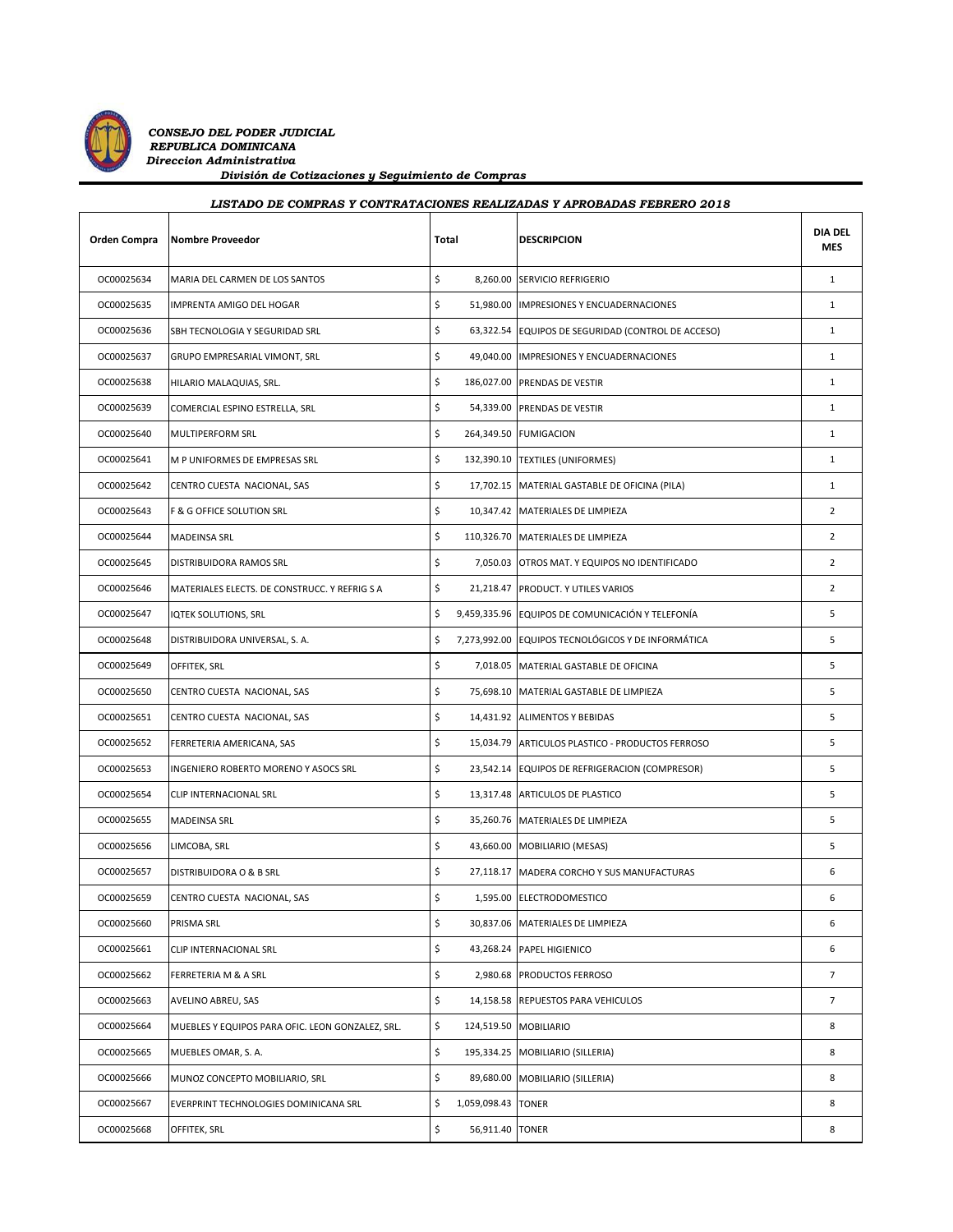***CONSEJO DEL PODER JUDICIAL***
***REPUBLICA DOMINICANA***
***Direccion Administrativa***
***División de Cotizaciones y Seguimiento de Compras***

***LISTADO DE COMPRAS Y CONTRATACIONES REALIZADAS Y APROBADAS FEBRERO 2018***

| Orden Compra | Nombre Proveedor | Total | DESCRIPCION | DIA DEL MES |
|---|---|---|---|---|
| OC00025634 | MARIA DEL CARMEN DE LOS SANTOS | $ 8,260.00 | SERVICIO REFRIGERIO | 1 |
| OC00025635 | IMPRENTA AMIGO DEL HOGAR | $ 51,980.00 | IMPRESIONES Y ENCUADERNACIONES | 1 |
| OC00025636 | SBH TECNOLOGIA Y SEGURIDAD SRL | $ 63,322.54 | EQUIPOS DE SEGURIDAD (CONTROL DE ACCESO) | 1 |
| OC00025637 | GRUPO EMPRESARIAL VIMONT, SRL | $ 49,040.00 | IMPRESIONES Y ENCUADERNACIONES | 1 |
| OC00025638 | HILARIO MALAQUIAS, SRL. | $ 186,027.00 | PRENDAS DE VESTIR | 1 |
| OC00025639 | COMERCIAL ESPINO ESTRELLA, SRL | $ 54,339.00 | PRENDAS DE VESTIR | 1 |
| OC00025640 | MULTIPERFORM SRL | $ 264,349.50 | FUMIGACION | 1 |
| OC00025641 | M P UNIFORMES DE EMPRESAS SRL | $ 132,390.10 | TEXTILES (UNIFORMES) | 1 |
| OC00025642 | CENTRO CUESTA NACIONAL, SAS | $ 17,702.15 | MATERIAL GASTABLE DE OFICINA (PILA) | 1 |
| OC00025643 | F & G OFFICE SOLUTION SRL | $ 10,347.42 | MATERIALES DE LIMPIEZA | 2 |
| OC00025644 | MADEINSA SRL | $ 110,326.70 | MATERIALES DE LIMPIEZA | 2 |
| OC00025645 | DISTRIBUIDORA RAMOS SRL | $ 7,050.03 | OTROS MAT. Y EQUIPOS NO IDENTIFICADO | 2 |
| OC00025646 | MATERIALES ELECTS. DE CONSTRUCC. Y REFRIG S A | $ 21,218.47 | PRODUCT. Y UTILES VARIOS | 2 |
| OC00025647 | IQTEK SOLUTIONS, SRL | $ 9,459,335.96 | EQUIPOS DE COMUNICACIÓN Y TELEFONÍA | 5 |
| OC00025648 | DISTRIBUIDORA UNIVERSAL, S. A. | $ 7,273,992.00 | EQUIPOS TECNOLÓGICOS Y DE INFORMÁTICA | 5 |
| OC00025649 | OFFITEK, SRL | $ 7,018.05 | MATERIAL GASTABLE DE OFICINA | 5 |
| OC00025650 | CENTRO CUESTA NACIONAL, SAS | $ 75,698.10 | MATERIAL GASTABLE DE LIMPIEZA | 5 |
| OC00025651 | CENTRO CUESTA NACIONAL, SAS | $ 14,431.92 | ALIMENTOS Y BEBIDAS | 5 |
| OC00025652 | FERRETERIA AMERICANA, SAS | $ 15,034.79 | ARTICULOS PLASTICO - PRODUCTOS FERROSO | 5 |
| OC00025653 | INGENIERO ROBERTO MORENO Y ASOCS SRL | $ 23,542.14 | EQUIPOS DE REFRIGERACION (COMPRESOR) | 5 |
| OC00025654 | CLIP INTERNACIONAL SRL | $ 13,317.48 | ARTICULOS DE PLASTICO | 5 |
| OC00025655 | MADEINSA SRL | $ 35,260.76 | MATERIALES DE LIMPIEZA | 5 |
| OC00025656 | LIMCOBA, SRL | $ 43,660.00 | MOBILIARIO (MESAS) | 5 |
| OC00025657 | DISTRIBUIDORA O & B SRL | $ 27,118.17 | MADERA CORCHO Y SUS MANUFACTURAS | 6 |
| OC00025659 | CENTRO CUESTA NACIONAL, SAS | $ 1,595.00 | ELECTRODOMESTICO | 6 |
| OC00025660 | PRISMA SRL | $ 30,837.06 | MATERIALES DE LIMPIEZA | 6 |
| OC00025661 | CLIP INTERNACIONAL SRL | $ 43,268.24 | PAPEL HIGIENICO | 6 |
| OC00025662 | FERRETERIA M & A SRL | $ 2,980.68 | PRODUCTOS FERROSO | 7 |
| OC00025663 | AVELINO ABREU, SAS | $ 14,158.58 | REPUESTOS PARA VEHICULOS | 7 |
| OC00025664 | MUEBLES Y EQUIPOS PARA OFIC. LEON GONZALEZ, SRL. | $ 124,519.50 | MOBILIARIO | 8 |
| OC00025665 | MUEBLES OMAR, S. A. | $ 195,334.25 | MOBILIARIO (SILLERIA) | 8 |
| OC00025666 | MUNOZ CONCEPTO MOBILIARIO, SRL | $ 89,680.00 | MOBILIARIO (SILLERIA) | 8 |
| OC00025667 | EVERPRINT TECHNOLOGIES DOMINICANA SRL | $ 1,059,098.43 | TONER | 8 |
| OC00025668 | OFFITEK, SRL | $ 56,911.40 | TONER | 8 |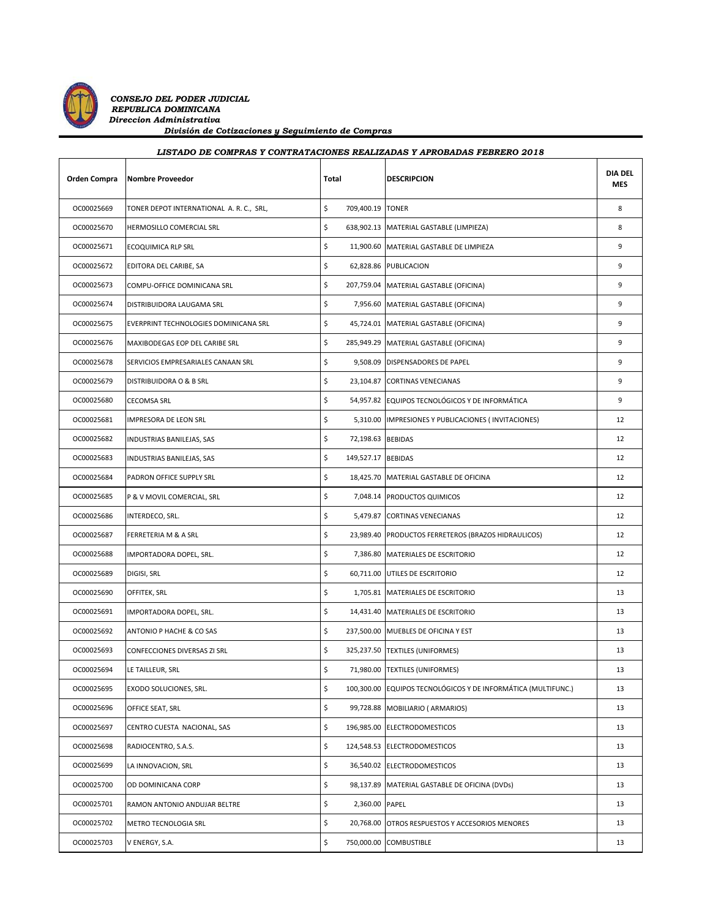*CONSEJO DEL PODER JUDICIAL*
*REPUBLICA DOMINICANA*
*Direccion Administrativa*
*División de Cotizaciones y Seguimiento de Compras*

***LISTADO DE COMPRAS Y CONTRATACIONES REALIZADAS Y APROBADAS FEBRERO 2018***

| Orden Compra | Nombre Proveedor | Total | DESCRIPCION | DIA DEL MES |
|---|---|---|---|---|
| OC00025669 | TONER DEPOT INTERNATIONAL A. R. C., SRL, | $ 709,400.19 | TONER | 8 |
| OC00025670 | HERMOSILLO COMERCIAL SRL | $ 638,902.13 | MATERIAL GASTABLE (LIMPIEZA) | 8 |
| OC00025671 | ECOQUIMICA RLP SRL | $ 11,900.60 | MATERIAL GASTABLE DE LIMPIEZA | 9 |
| OC00025672 | EDITORA DEL CARIBE, SA | $ 62,828.86 | PUBLICACION | 9 |
| OC00025673 | COMPU-OFFICE DOMINICANA SRL | $ 207,759.04 | MATERIAL GASTABLE (OFICINA) | 9 |
| OC00025674 | DISTRIBUIDORA LAUGAMA SRL | $ 7,956.60 | MATERIAL GASTABLE (OFICINA) | 9 |
| OC00025675 | EVERPRINT TECHNOLOGIES DOMINICANA SRL | $ 45,724.01 | MATERIAL GASTABLE (OFICINA) | 9 |
| OC00025676 | MAXIBODEGAS EOP DEL CARIBE SRL | $ 285,949.29 | MATERIAL GASTABLE (OFICINA) | 9 |
| OC00025678 | SERVICIOS EMPRESARIALES CANAAN SRL | $ 9,508.09 | DISPENSADORES DE PAPEL | 9 |
| OC00025679 | DISTRIBUIDORA O & B SRL | $ 23,104.87 | CORTINAS VENECIANAS | 9 |
| OC00025680 | CECOMSA SRL | $ 54,957.82 | EQUIPOS TECNOLÓGICOS Y DE INFORMÁTICA | 9 |
| OC00025681 | IMPRESORA DE LEON SRL | $ 5,310.00 | IMPRESIONES Y PUBLICACIONES ( INVITACIONES) | 12 |
| OC00025682 | INDUSTRIAS BANILEJAS, SAS | $ 72,198.63 | BEBIDAS | 12 |
| OC00025683 | INDUSTRIAS BANILEJAS, SAS | $ 149,527.17 | BEBIDAS | 12 |
| OC00025684 | PADRON OFFICE SUPPLY SRL | $ 18,425.70 | MATERIAL GASTABLE DE OFICINA | 12 |
| OC00025685 | P & V MOVIL COMERCIAL, SRL | $ 7,048.14 | PRODUCTOS QUIMICOS | 12 |
| OC00025686 | INTERDECO, SRL. | $ 5,479.87 | CORTINAS VENECIANAS | 12 |
| OC00025687 | FERRETERIA M & A SRL | $ 23,989.40 | PRODUCTOS FERRETEROS (BRAZOS HIDRAULICOS) | 12 |
| OC00025688 | IMPORTADORA DOPEL, SRL. | $ 7,386.80 | MATERIALES DE ESCRITORIO | 12 |
| OC00025689 | DIGISI, SRL | $ 60,711.00 | UTILES DE ESCRITORIO | 12 |
| OC00025690 | OFFITEK, SRL | $ 1,705.81 | MATERIALES DE ESCRITORIO | 13 |
| OC00025691 | IMPORTADORA DOPEL, SRL. | $ 14,431.40 | MATERIALES DE ESCRITORIO | 13 |
| OC00025692 | ANTONIO P HACHE & CO SAS | $ 237,500.00 | MUEBLES DE OFICINA Y EST | 13 |
| OC00025693 | CONFECCIONES DIVERSAS ZI SRL | $ 325,237.50 | TEXTILES (UNIFORMES) | 13 |
| OC00025694 | LE TAILLEUR, SRL | $ 71,980.00 | TEXTILES (UNIFORMES) | 13 |
| OC00025695 | EXODO SOLUCIONES, SRL. | $ 100,300.00 | EQUIPOS TECNOLÓGICOS Y DE INFORMÁTICA (MULTIFUNC.) | 13 |
| OC00025696 | OFFICE SEAT, SRL | $ 99,728.88 | MOBILIARIO ( ARMARIOS) | 13 |
| OC00025697 | CENTRO CUESTA NACIONAL, SAS | $ 196,985.00 | ELECTRODOMESTICOS | 13 |
| OC00025698 | RADIOCENTRO, S.A.S. | $ 124,548.53 | ELECTRODOMESTICOS | 13 |
| OC00025699 | LA INNOVACION, SRL | $ 36,540.02 | ELECTRODOMESTICOS | 13 |
| OC00025700 | OD DOMINICANA CORP | $ 98,137.89 | MATERIAL GASTABLE DE OFICINA (DVDs) | 13 |
| OC00025701 | RAMON ANTONIO ANDUJAR BELTRE | $ 2,360.00 | PAPEL | 13 |
| OC00025702 | METRO TECNOLOGIA SRL | $ 20,768.00 | OTROS RESPUESTOS Y ACCESORIOS MENORES | 13 |
| OC00025703 | V ENERGY, S.A. | $ 750,000.00 | COMBUSTIBLE | 13 |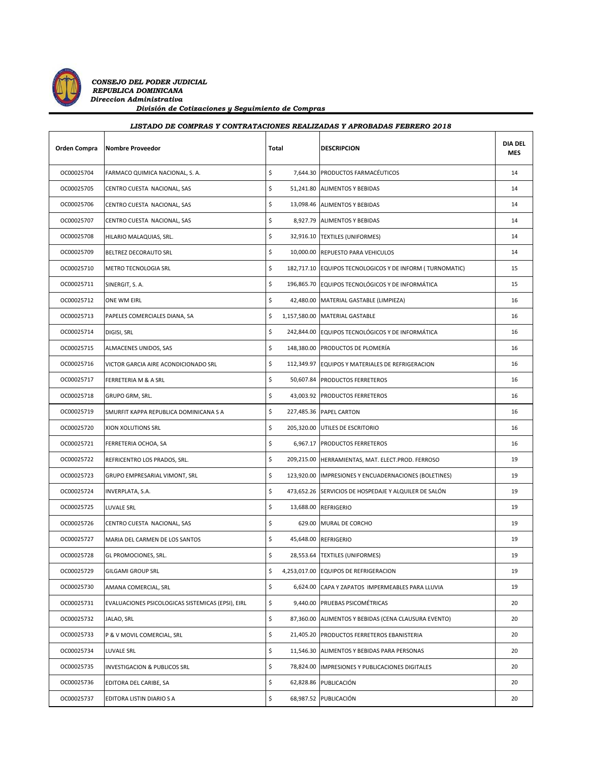*CONSEJO DEL PODER JUDICIAL*
*REPUBLICA DOMINICANA*
*Direccion Administrativa*
*División de Cotizaciones y Seguimiento de Compras*

***LISTADO DE COMPRAS Y CONTRATACIONES REALIZADAS Y APROBADAS FEBRERO 2018***

| Orden Compra | Nombre Proveedor | Total | DESCRIPCION | DIA DEL MES |
|---|---|---|---|---|
| OC00025704 | FARMACO QUIMICA NACIONAL, S. A. | $ 7,644.30 | PRODUCTOS FARMACÉUTICOS | 14 |
| OC00025705 | CENTRO CUESTA NACIONAL, SAS | $ 51,241.80 | ALIMENTOS Y BEBIDAS | 14 |
| OC00025706 | CENTRO CUESTA NACIONAL, SAS | $ 13,098.46 | ALIMENTOS Y BEBIDAS | 14 |
| OC00025707 | CENTRO CUESTA NACIONAL, SAS | $ 8,927.79 | ALIMENTOS Y BEBIDAS | 14 |
| OC00025708 | HILARIO MALAQUIAS, SRL. | $ 32,916.10 | TEXTILES (UNIFORMES) | 14 |
| OC00025709 | BELTREZ DECORAUTO SRL | $ 10,000.00 | REPUESTO PARA VEHICULOS | 14 |
| OC00025710 | METRO TECNOLOGIA SRL | $ 182,717.10 | EQUIPOS TECNOLOGICOS Y DE INFORM ( TURNOMATIC) | 15 |
| OC00025711 | SINERGIT, S. A. | $ 196,865.70 | EQUIPOS TECNOLÓGICOS Y DE INFORMÁTICA | 15 |
| OC00025712 | ONE WM EIRL | $ 42,480.00 | MATERIAL GASTABLE (LIMPIEZA) | 16 |
| OC00025713 | PAPELES COMERCIALES DIANA, SA | $ 1,157,580.00 | MATERIAL GASTABLE | 16 |
| OC00025714 | DIGISI, SRL | $ 242,844.00 | EQUIPOS TECNOLÓGICOS Y DE INFORMÁTICA | 16 |
| OC00025715 | ALMACENES UNIDOS, SAS | $ 148,380.00 | PRODUCTOS DE PLOMERÍA | 16 |
| OC00025716 | VICTOR GARCIA AIRE ACONDICIONADO SRL | $ 112,349.97 | EQUIPOS Y MATERIALES DE REFRIGERACION | 16 |
| OC00025717 | FERRETERIA M & A SRL | $ 50,607.84 | PRODUCTOS FERRETEROS | 16 |
| OC00025718 | GRUPO GRM, SRL. | $ 43,003.92 | PRODUCTOS FERRETEROS | 16 |
| OC00025719 | SMURFIT KAPPA REPUBLICA DOMINICANA S A | $ 227,485.36 | PAPEL CARTON | 16 |
| OC00025720 | XION XOLUTIONS SRL | $ 205,320.00 | UTILES DE ESCRITORIO | 16 |
| OC00025721 | FERRETERIA OCHOA, SA | $ 6,967.17 | PRODUCTOS FERRETEROS | 16 |
| OC00025722 | REFRICENTRO LOS PRADOS, SRL. | $ 209,215.00 | HERRAMIENTAS, MAT. ELECT.PROD. FERROSO | 19 |
| OC00025723 | GRUPO EMPRESARIAL VIMONT, SRL | $ 123,920.00 | IMPRESIONES Y ENCUADERNACIONES (BOLETINES) | 19 |
| OC00025724 | INVERPLATA, S.A. | $ 473,652.26 | SERVICIOS DE HOSPEDAJE Y ALQUILER DE SALÓN | 19 |
| OC00025725 | LUVALE SRL | $ 13,688.00 | REFRIGERIO | 19 |
| OC00025726 | CENTRO CUESTA NACIONAL, SAS | $ 629.00 | MURAL DE CORCHO | 19 |
| OC00025727 | MARIA DEL CARMEN DE LOS SANTOS | $ 45,648.00 | REFRIGERIO | 19 |
| OC00025728 | GL PROMOCIONES, SRL. | $ 28,553.64 | TEXTILES (UNIFORMES) | 19 |
| OC00025729 | GILGAMI GROUP SRL | $ 4,253,017.00 | EQUIPOS DE REFRIGERACION | 19 |
| OC00025730 | AMANA COMERCIAL, SRL | $ 6,624.00 | CAPA Y ZAPATOS IMPERMEABLES PARA LLUVIA | 19 |
| OC00025731 | EVALUACIONES PSICOLOGICAS SISTEMICAS (EPSI), EIRL | $ 9,440.00 | PRUEBAS PSICOMÉTRICAS | 20 |
| OC00025732 | JALAO, SRL | $ 87,360.00 | ALIMENTOS Y BEBIDAS (CENA CLAUSURA EVENTO) | 20 |
| OC00025733 | P & V MOVIL COMERCIAL, SRL | $ 21,405.20 | PRODUCTOS FERRETEROS EBANISTERIA | 20 |
| OC00025734 | LUVALE SRL | $ 11,546.30 | ALIMENTOS Y BEBIDAS PARA PERSONAS | 20 |
| OC00025735 | INVESTIGACION & PUBLICOS SRL | $ 78,824.00 | IMPRESIONES Y PUBLICACIONES DIGITALES | 20 |
| OC00025736 | EDITORA DEL CARIBE, SA | $ 62,828.86 | PUBLICACIÓN | 20 |
| OC00025737 | EDITORA LISTIN DIARIO S A | $ 68,987.52 | PUBLICACIÓN | 20 |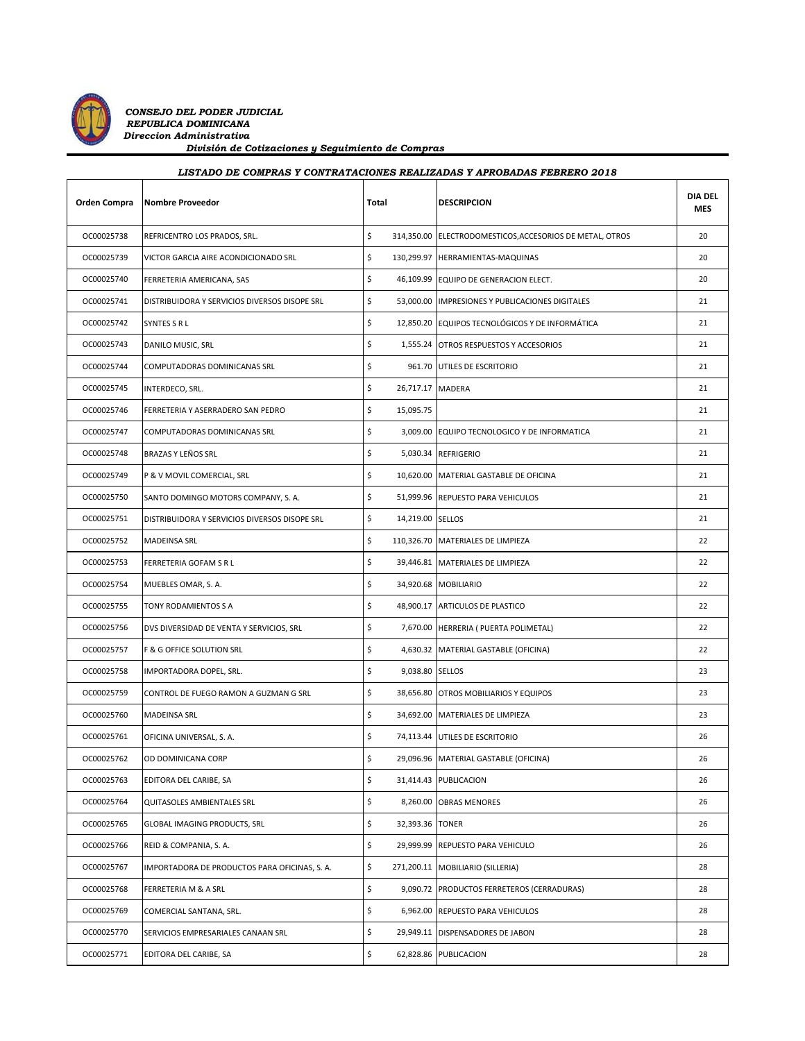*CONSEJO DEL PODER JUDICIAL*
*REPUBLICA DOMINICANA*
*Direccion Administrativa*
*División de Cotizaciones y Seguimiento de Compras*

***LISTADO DE COMPRAS Y CONTRATACIONES REALIZADAS Y APROBADAS FEBRERO 2018***

| Orden Compra | Nombre Proveedor | Total | DESCRIPCION | DIA DEL MES |
|---|---|---|---|---|
| OC00025738 | REFRICENTRO LOS PRADOS, SRL. | $ 314,350.00 | ELECTRODOMESTICOS,ACCESORIOS DE METAL, OTROS | 20 |
| OC00025739 | VICTOR GARCIA AIRE ACONDICIONADO SRL | $ 130,299.97 | HERRAMIENTAS-MAQUINAS | 20 |
| OC00025740 | FERRETERIA AMERICANA, SAS | $ 46,109.99 | EQUIPO DE GENERACION ELECT. | 20 |
| OC00025741 | DISTRIBUIDORA Y SERVICIOS DIVERSOS DISOPE SRL | $ 53,000.00 | IMPRESIONES Y PUBLICACIONES DIGITALES | 21 |
| OC00025742 | SYNTES S R L | $ 12,850.20 | EQUIPOS TECNOLÓGICOS Y DE INFORMÁTICA | 21 |
| OC00025743 | DANILO MUSIC, SRL | $ 1,555.24 | OTROS RESPUESTOS Y ACCESORIOS | 21 |
| OC00025744 | COMPUTADORAS DOMINICANAS SRL | $ 961.70 | UTILES DE ESCRITORIO | 21 |
| OC00025745 | INTERDECO, SRL. | $ 26,717.17 | MADERA | 21 |
| OC00025746 | FERRETERIA Y ASERRADERO SAN PEDRO | $ 15,095.75 | | 21 |
| OC00025747 | COMPUTADORAS DOMINICANAS SRL | $ 3,009.00 | EQUIPO TECNOLOGICO Y DE INFORMATICA | 21 |
| OC00025748 | BRAZAS Y LEÑOS SRL | $ 5,030.34 | REFRIGERIO | 21 |
| OC00025749 | P & V MOVIL COMERCIAL, SRL | $ 10,620.00 | MATERIAL GASTABLE DE OFICINA | 21 |
| OC00025750 | SANTO DOMINGO MOTORS COMPANY, S. A. | $ 51,999.96 | REPUESTO PARA VEHICULOS | 21 |
| OC00025751 | DISTRIBUIDORA Y SERVICIOS DIVERSOS DISOPE SRL | $ 14,219.00 | SELLOS | 21 |
| OC00025752 | MADEINSA SRL | $ 110,326.70 | MATERIALES DE LIMPIEZA | 22 |
| OC00025753 | FERRETERIA GOFAM S R L | $ 39,446.81 | MATERIALES DE LIMPIEZA | 22 |
| OC00025754 | MUEBLES OMAR, S. A. | $ 34,920.68 | MOBILIARIO | 22 |
| OC00025755 | TONY RODAMIENTOS S A | $ 48,900.17 | ARTICULOS DE PLASTICO | 22 |
| OC00025756 | DVS DIVERSIDAD DE VENTA Y SERVICIOS, SRL | $ 7,670.00 | HERRERIA ( PUERTA POLIMETAL) | 22 |
| OC00025757 | F & G OFFICE SOLUTION SRL | $ 4,630.32 | MATERIAL GASTABLE (OFICINA) | 22 |
| OC00025758 | IMPORTADORA DOPEL, SRL. | $ 9,038.80 | SELLOS | 23 |
| OC00025759 | CONTROL DE FUEGO RAMON A GUZMAN G SRL | $ 38,656.80 | OTROS MOBILIARIOS Y EQUIPOS | 23 |
| OC00025760 | MADEINSA SRL | $ 34,692.00 | MATERIALES DE LIMPIEZA | 23 |
| OC00025761 | OFICINA UNIVERSAL, S. A. | $ 74,113.44 | UTILES DE ESCRITORIO | 26 |
| OC00025762 | OD DOMINICANA CORP | $ 29,096.96 | MATERIAL GASTABLE (OFICINA) | 26 |
| OC00025763 | EDITORA DEL CARIBE, SA | $ 31,414.43 | PUBLICACION | 26 |
| OC00025764 | QUITASOLES AMBIENTALES SRL | $ 8,260.00 | OBRAS MENORES | 26 |
| OC00025765 | GLOBAL IMAGING PRODUCTS, SRL | $ 32,393.36 | TONER | 26 |
| OC00025766 | REID & COMPANIA, S. A. | $ 29,999.99 | REPUESTO PARA VEHICULO | 26 |
| OC00025767 | IMPORTADORA DE PRODUCTOS PARA OFICINAS, S. A. | $ 271,200.11 | MOBILIARIO (SILLERIA) | 28 |
| OC00025768 | FERRETERIA M & A SRL | $ 9,090.72 | PRODUCTOS FERRETEROS (CERRADURAS) | 28 |
| OC00025769 | COMERCIAL SANTANA, SRL. | $ 6,962.00 | REPUESTO PARA VEHICULOS | 28 |
| OC00025770 | SERVICIOS EMPRESARIALES CANAAN SRL | $ 29,949.11 | DISPENSADORES DE JABON | 28 |
| OC00025771 | EDITORA DEL CARIBE, SA | $ 62,828.86 | PUBLICACION | 28 |